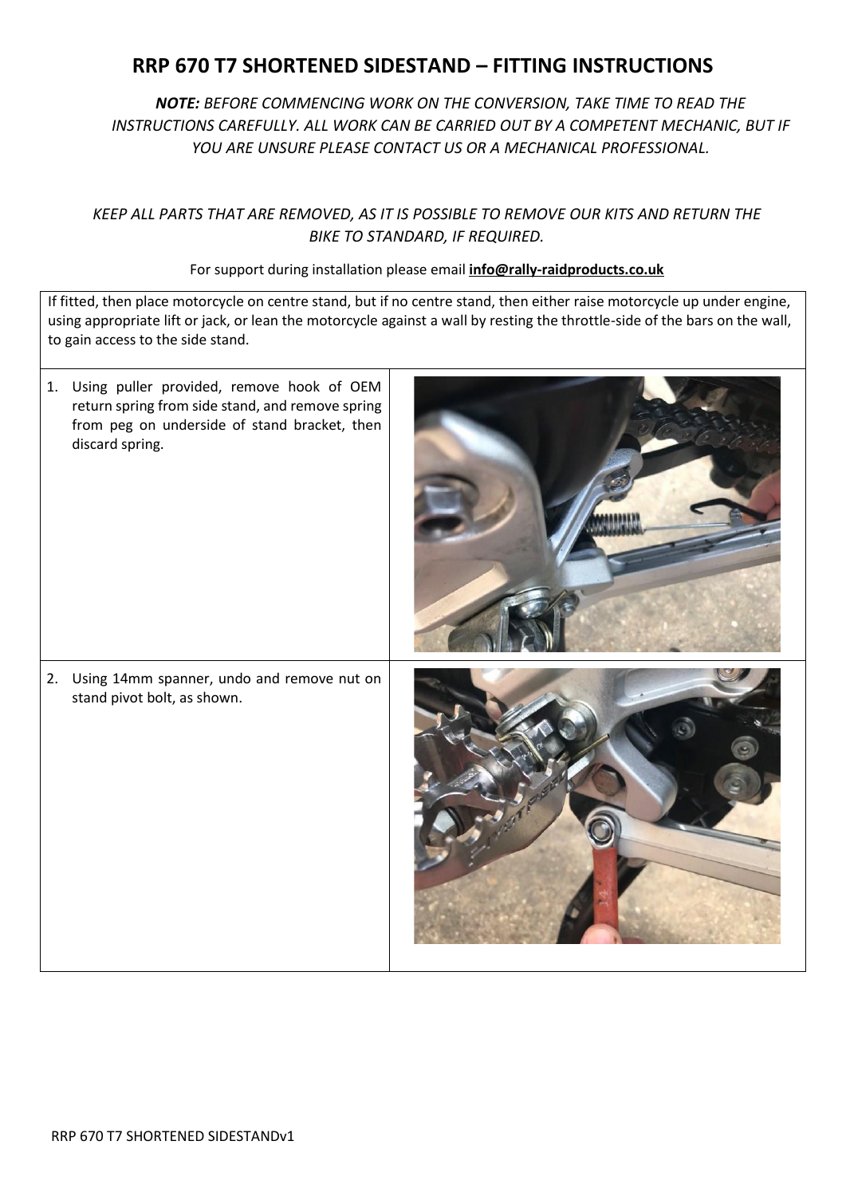# RRP 670 T7 SHORTENED SIDESTAND – FITTING INSTRUCTIONS

***NOTE:** BEFORE COMMENCING WORK ON THE CONVERSION, TAKE TIME TO READ THE INSTRUCTIONS CAREFULLY. ALL WORK CAN BE CARRIED OUT BY A COMPETENT MECHANIC, BUT IF YOU ARE UNSURE PLEASE CONTACT US OR A MECHANICAL PROFESSIONAL.*

*KEEP ALL PARTS THAT ARE REMOVED, AS IT IS POSSIBLE TO REMOVE OUR KITS AND RETURN THE BIKE TO STANDARD, IF REQUIRED.*

For support during installation please email **info@rally-raidproducts.co.uk**

If fitted, then place motorcycle on centre stand, but if no centre stand, then either raise motorcycle up under engine, using appropriate lift or jack, or lean the motorcycle against a wall by resting the throttle-side of the bars on the wall, to gain access to the side stand.

1. Using puller provided, remove hook of OEM return spring from side stand, and remove spring from peg on underside of stand bracket, then discard spring.
2. Using 14mm spanner, undo and remove nut on stand pivot bolt, as shown.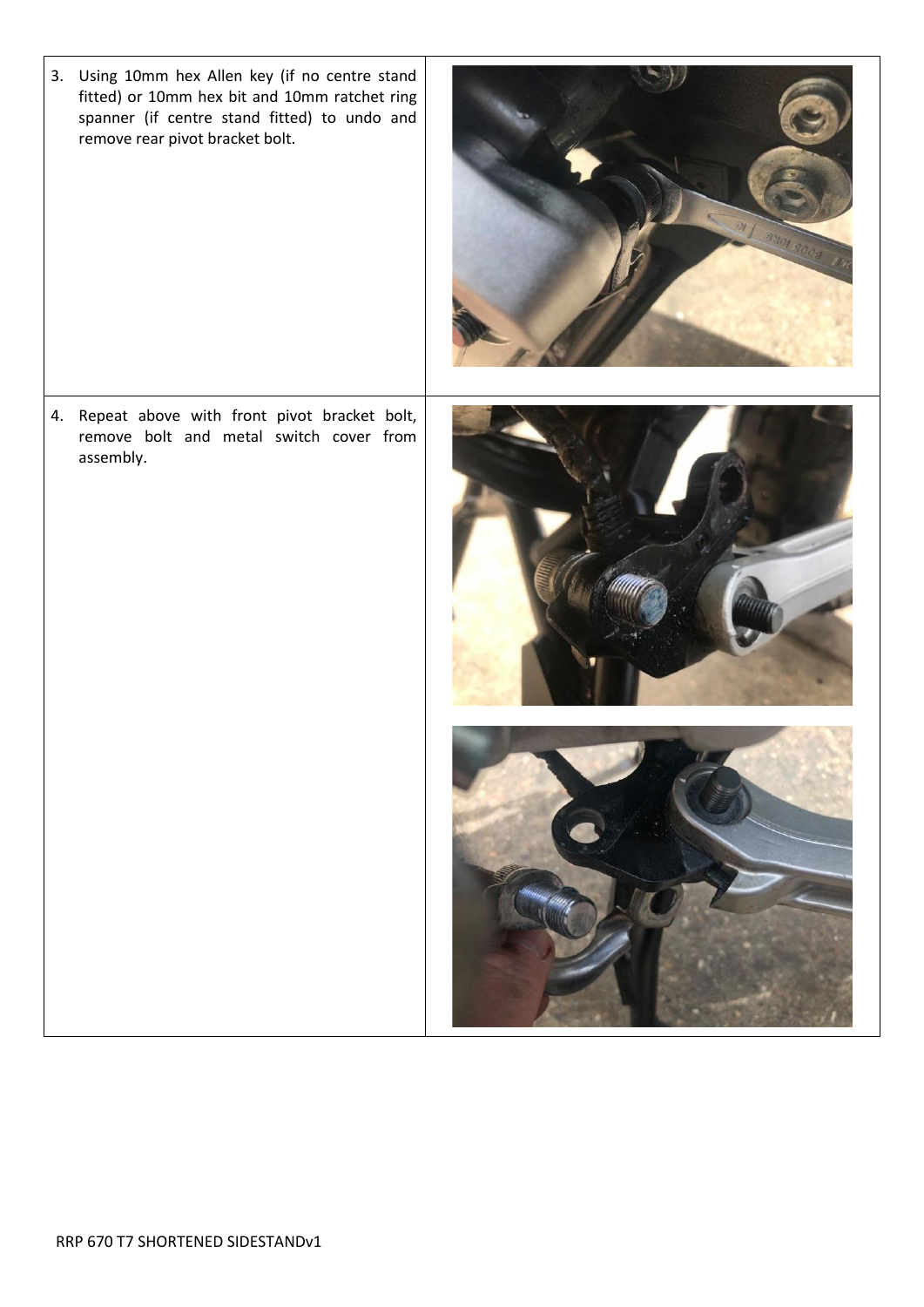3. Using 10mm hex Allen key (if no centre stand fitted) or 10mm hex bit and 10mm ratchet ring spanner (if centre stand fitted) to undo and remove rear pivot bracket bolt.

4. Repeat above with front pivot bracket bolt, remove bolt and metal switch cover from assembly.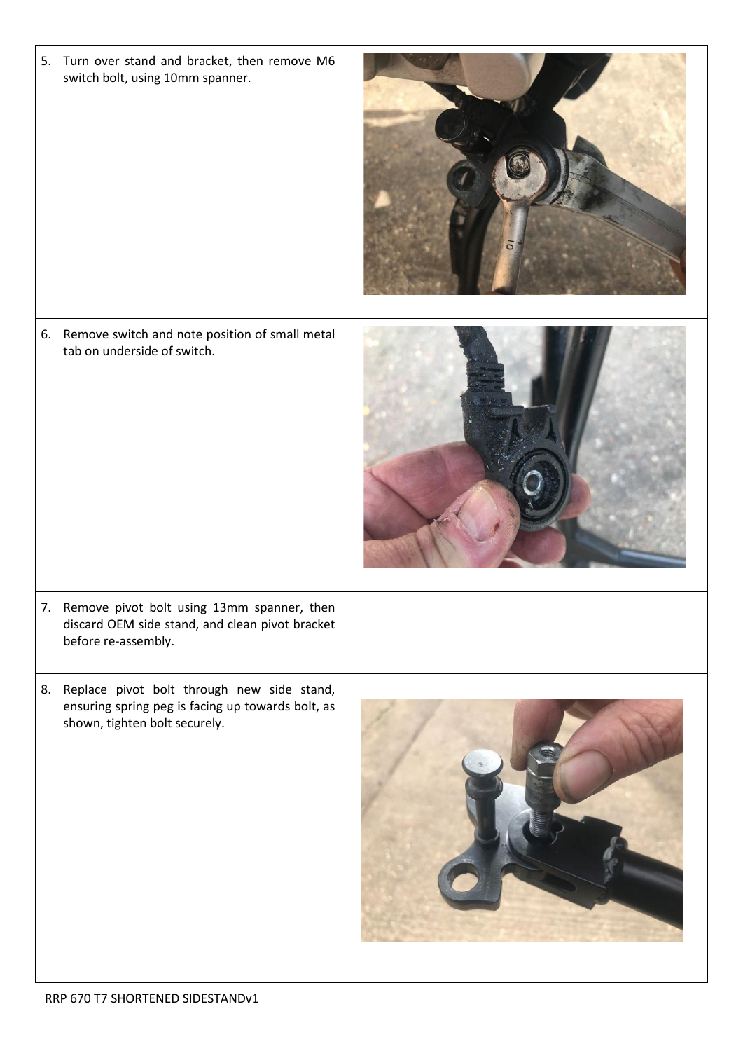5. Turn over stand and bracket, then remove M6 switch bolt, using 10mm spanner.

6. Remove switch and note position of small metal tab on underside of switch.

7. Remove pivot bolt using 13mm spanner, then discard OEM side stand, and clean pivot bracket before re-assembly.

8. Replace pivot bolt through new side stand, ensuring spring peg is facing up towards bolt, as shown, tighten bolt securely.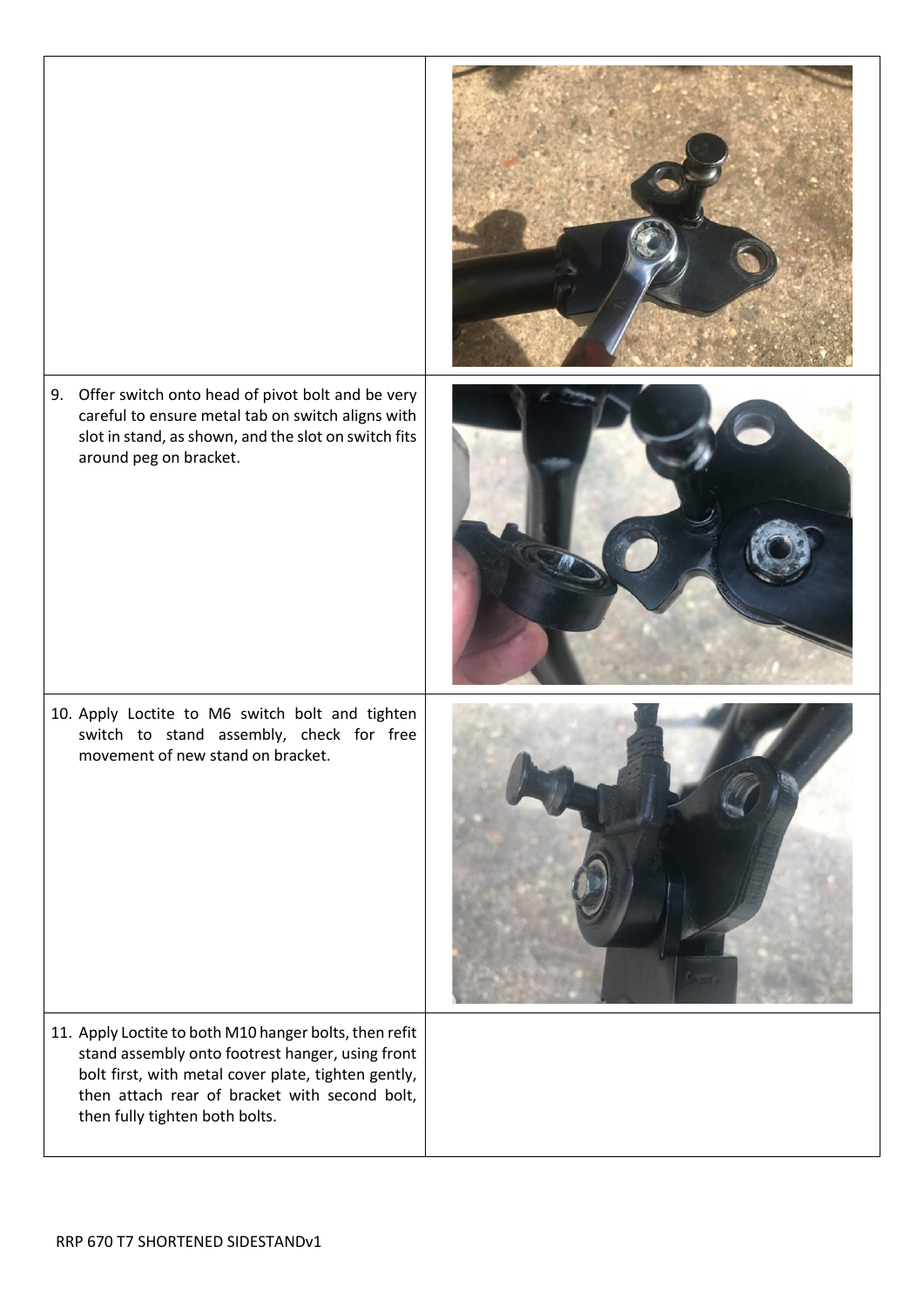9. Offer switch onto head of pivot bolt and be very careful to ensure metal tab on switch aligns with slot in stand, as shown, and the slot on switch fits around peg on bracket.

10. Apply Loctite to M6 switch bolt and tighten switch to stand assembly, check for free movement of new stand on bracket.

11. Apply Loctite to both M10 hanger bolts, then refit stand assembly onto footrest hanger, using front bolt first, with metal cover plate, tighten gently, then attach rear of bracket with second bolt, then fully tighten both bolts.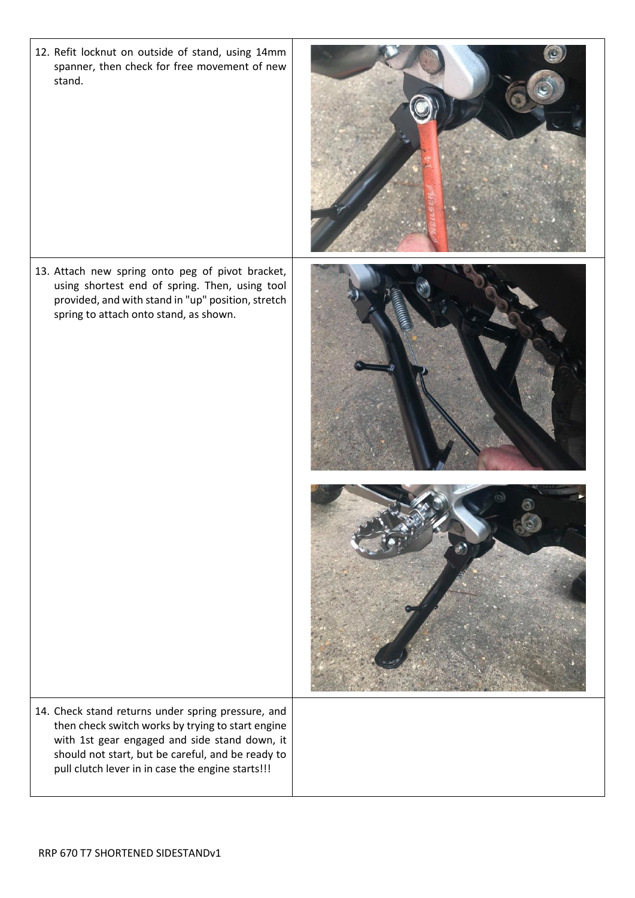12. Refit locknut on outside of stand, using 14mm spanner, then check for free movement of new stand.

13. Attach new spring onto peg of pivot bracket, using shortest end of spring. Then, using tool provided, and with stand in "up" position, stretch spring to attach onto stand, as shown.

14. Check stand returns under spring pressure, and then check switch works by trying to start engine with 1st gear engaged and side stand down, it should not start, but be careful, and be ready to pull clutch lever in in case the engine starts!!!